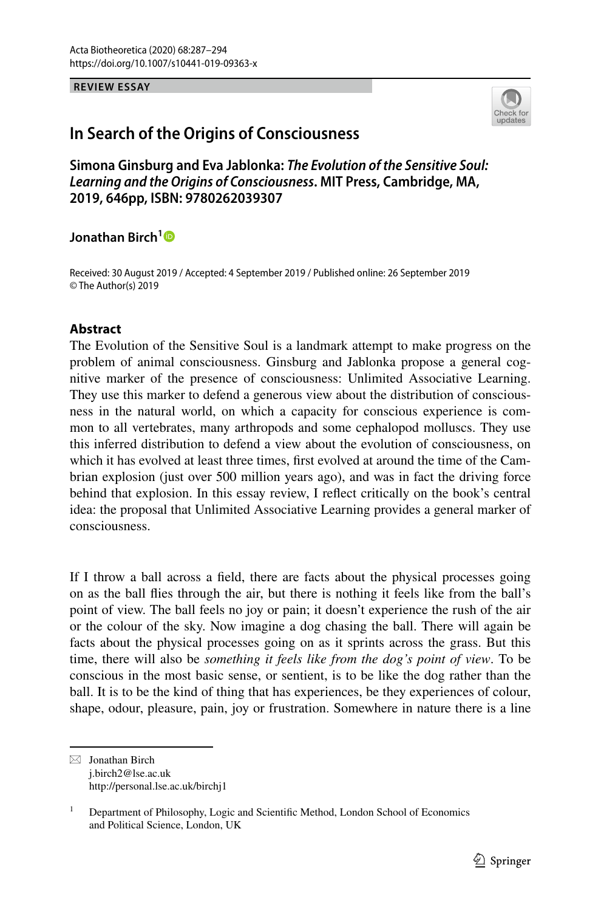REVIEW ESSAY

# In Search of the Origins of Consciousness

**Simona Ginsburg and Eva Jablonka: *The Evolution of the Sensitive Soul: Learning and the Origins of Consciousness*. MIT Press, Cambridge, MA, 2019, 646pp, ISBN: 9780262039307**

**Jonathan Birch**[1]

Received: 30 August 2019 / Accepted: 4 September 2019 / Published online: 26 September 2019
© The Author(s) 2019

## Abstract

The Evolution of the Sensitive Soul is a landmark attempt to make progress on the problem of animal consciousness. Ginsburg and Jablonka propose a general cognitive marker of the presence of consciousness: Unlimited Associative Learning. They use this marker to defend a generous view about the distribution of consciousness in the natural world, on which a capacity for conscious experience is common to all vertebrates, many arthropods and some cephalopod molluscs. They use this inferred distribution to defend a view about the evolution of consciousness, on which it has evolved at least three times, first evolved at around the time of the Cambrian explosion (just over 500 million years ago), and was in fact the driving force behind that explosion. In this essay review, I reflect critically on the book's central idea: the proposal that Unlimited Associative Learning provides a general marker of consciousness.

If I throw a ball across a field, there are facts about the physical processes going on as the ball flies through the air, but there is nothing it feels like from the ball's point of view. The ball feels no joy or pain; it doesn't experience the rush of the air or the colour of the sky. Now imagine a dog chasing the ball. There will again be facts about the physical processes going on as it sprints across the grass. But this time, there will also be *something it feels like from the dog's point of view*. To be conscious in the most basic sense, or sentient, is to be like the dog rather than the ball. It is to be the kind of thing that has experiences, be they experiences of colour, shape, odour, pleasure, pain, joy or frustration. Somewhere in nature there is a line

---

✉ Jonathan Birch
j.birch2@lse.ac.uk
http://personal.lse.ac.uk/birchj1

[1] Department of Philosophy, Logic and Scientific Method, London School of Economics and Political Science, London, UK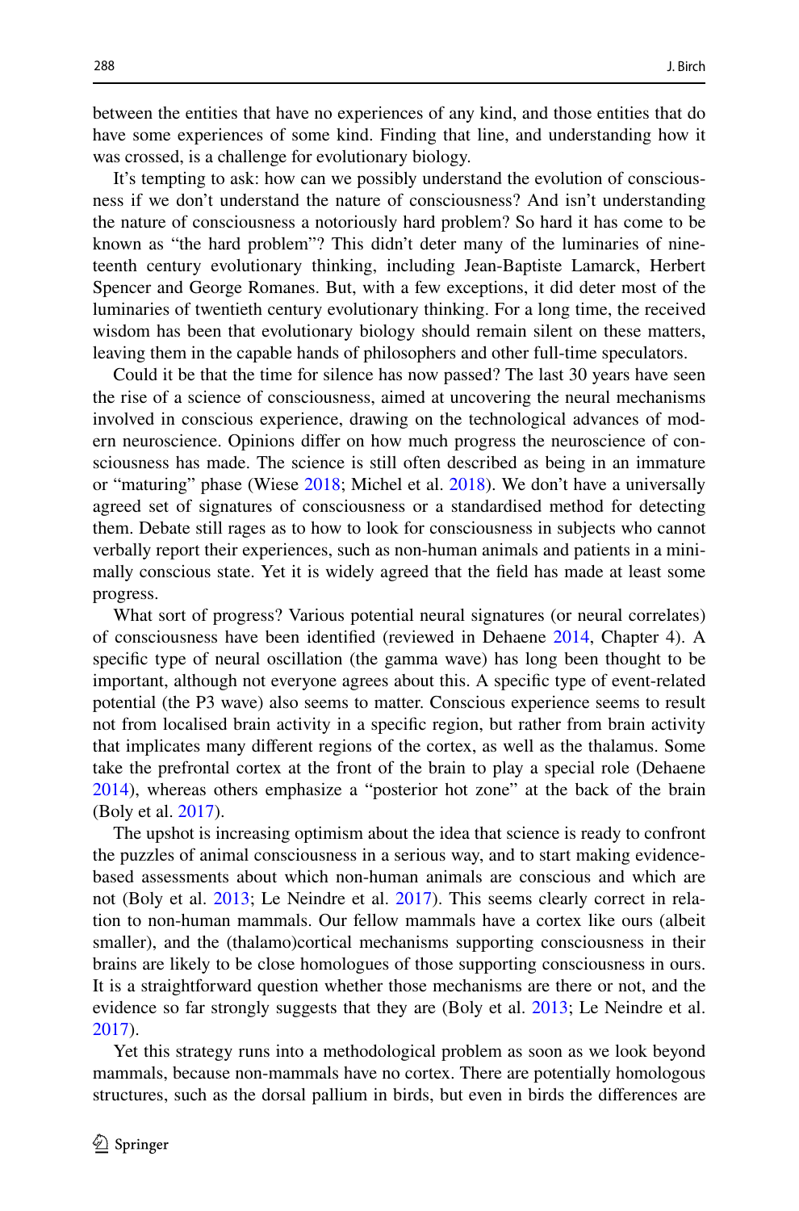between the entities that have no experiences of any kind, and those entities that do have some experiences of some kind. Finding that line, and understanding how it was crossed, is a challenge for evolutionary biology.

It's tempting to ask: how can we possibly understand the evolution of consciousness if we don't understand the nature of consciousness? And isn't understanding the nature of consciousness a notoriously hard problem? So hard it has come to be known as "the hard problem"? This didn't deter many of the luminaries of nineteenth century evolutionary thinking, including Jean-Baptiste Lamarck, Herbert Spencer and George Romanes. But, with a few exceptions, it did deter most of the luminaries of twentieth century evolutionary thinking. For a long time, the received wisdom has been that evolutionary biology should remain silent on these matters, leaving them in the capable hands of philosophers and other full-time speculators.

Could it be that the time for silence has now passed? The last 30 years have seen the rise of a science of consciousness, aimed at uncovering the neural mechanisms involved in conscious experience, drawing on the technological advances of modern neuroscience. Opinions differ on how much progress the neuroscience of consciousness has made. The science is still often described as being in an immature or "maturing" phase (Wiese 2018; Michel et al. 2018). We don't have a universally agreed set of signatures of consciousness or a standardised method for detecting them. Debate still rages as to how to look for consciousness in subjects who cannot verbally report their experiences, such as non-human animals and patients in a minimally conscious state. Yet it is widely agreed that the field has made at least some progress.

What sort of progress? Various potential neural signatures (or neural correlates) of consciousness have been identified (reviewed in Dehaene 2014, Chapter 4). A specific type of neural oscillation (the gamma wave) has long been thought to be important, although not everyone agrees about this. A specific type of event-related potential (the P3 wave) also seems to matter. Conscious experience seems to result not from localised brain activity in a specific region, but rather from brain activity that implicates many different regions of the cortex, as well as the thalamus. Some take the prefrontal cortex at the front of the brain to play a special role (Dehaene 2014), whereas others emphasize a "posterior hot zone" at the back of the brain (Boly et al. 2017).

The upshot is increasing optimism about the idea that science is ready to confront the puzzles of animal consciousness in a serious way, and to start making evidence-based assessments about which non-human animals are conscious and which are not (Boly et al. 2013; Le Neindre et al. 2017). This seems clearly correct in relation to non-human mammals. Our fellow mammals have a cortex like ours (albeit smaller), and the (thalamo)cortical mechanisms supporting consciousness in their brains are likely to be close homologues of those supporting consciousness in ours. It is a straightforward question whether those mechanisms are there or not, and the evidence so far strongly suggests that they are (Boly et al. 2013; Le Neindre et al. 2017).

Yet this strategy runs into a methodological problem as soon as we look beyond mammals, because non-mammals have no cortex. There are potentially homologous structures, such as the dorsal pallium in birds, but even in birds the differences are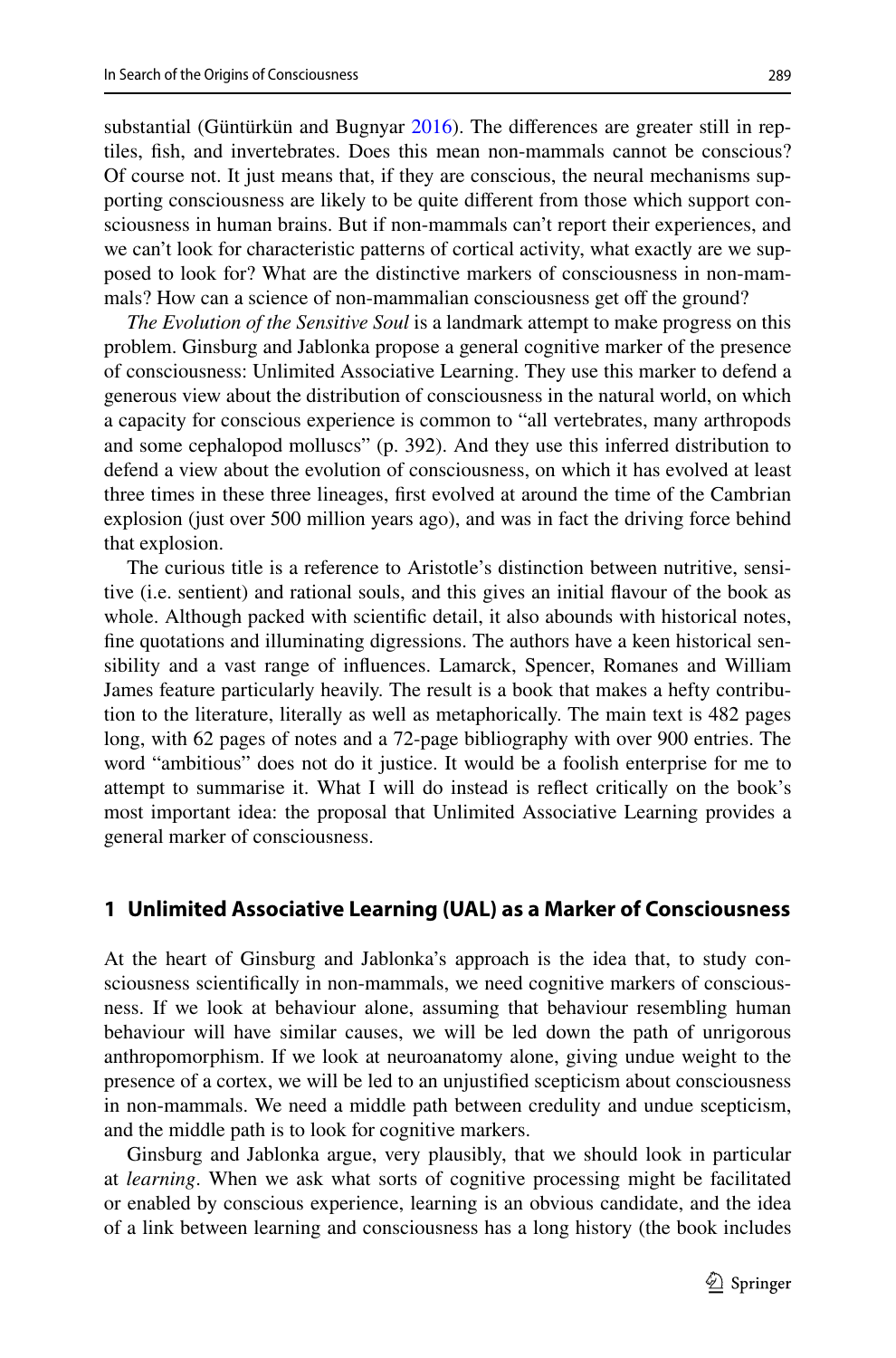substantial (Güntürkün and Bugnyar 2016). The differences are greater still in reptiles, fish, and invertebrates. Does this mean non-mammals cannot be conscious? Of course not. It just means that, if they are conscious, the neural mechanisms supporting consciousness are likely to be quite different from those which support consciousness in human brains. But if non-mammals can't report their experiences, and we can't look for characteristic patterns of cortical activity, what exactly are we supposed to look for? What are the distinctive markers of consciousness in non-mammals? How can a science of non-mammalian consciousness get off the ground?

*The Evolution of the Sensitive Soul* is a landmark attempt to make progress on this problem. Ginsburg and Jablonka propose a general cognitive marker of the presence of consciousness: Unlimited Associative Learning. They use this marker to defend a generous view about the distribution of consciousness in the natural world, on which a capacity for conscious experience is common to "all vertebrates, many arthropods and some cephalopod molluscs" (p. 392). And they use this inferred distribution to defend a view about the evolution of consciousness, on which it has evolved at least three times in these three lineages, first evolved at around the time of the Cambrian explosion (just over 500 million years ago), and was in fact the driving force behind that explosion.

The curious title is a reference to Aristotle's distinction between nutritive, sensitive (i.e. sentient) and rational souls, and this gives an initial flavour of the book as whole. Although packed with scientific detail, it also abounds with historical notes, fine quotations and illuminating digressions. The authors have a keen historical sensibility and a vast range of influences. Lamarck, Spencer, Romanes and William James feature particularly heavily. The result is a book that makes a hefty contribution to the literature, literally as well as metaphorically. The main text is 482 pages long, with 62 pages of notes and a 72-page bibliography with over 900 entries. The word "ambitious" does not do it justice. It would be a foolish enterprise for me to attempt to summarise it. What I will do instead is reflect critically on the book's most important idea: the proposal that Unlimited Associative Learning provides a general marker of consciousness.

## 1 Unlimited Associative Learning (UAL) as a Marker of Consciousness

At the heart of Ginsburg and Jablonka's approach is the idea that, to study consciousness scientifically in non-mammals, we need cognitive markers of consciousness. If we look at behaviour alone, assuming that behaviour resembling human behaviour will have similar causes, we will be led down the path of unrigorous anthropomorphism. If we look at neuroanatomy alone, giving undue weight to the presence of a cortex, we will be led to an unjustified scepticism about consciousness in non-mammals. We need a middle path between credulity and undue scepticism, and the middle path is to look for cognitive markers.

Ginsburg and Jablonka argue, very plausibly, that we should look in particular at *learning*. When we ask what sorts of cognitive processing might be facilitated or enabled by conscious experience, learning is an obvious candidate, and the idea of a link between learning and consciousness has a long history (the book includes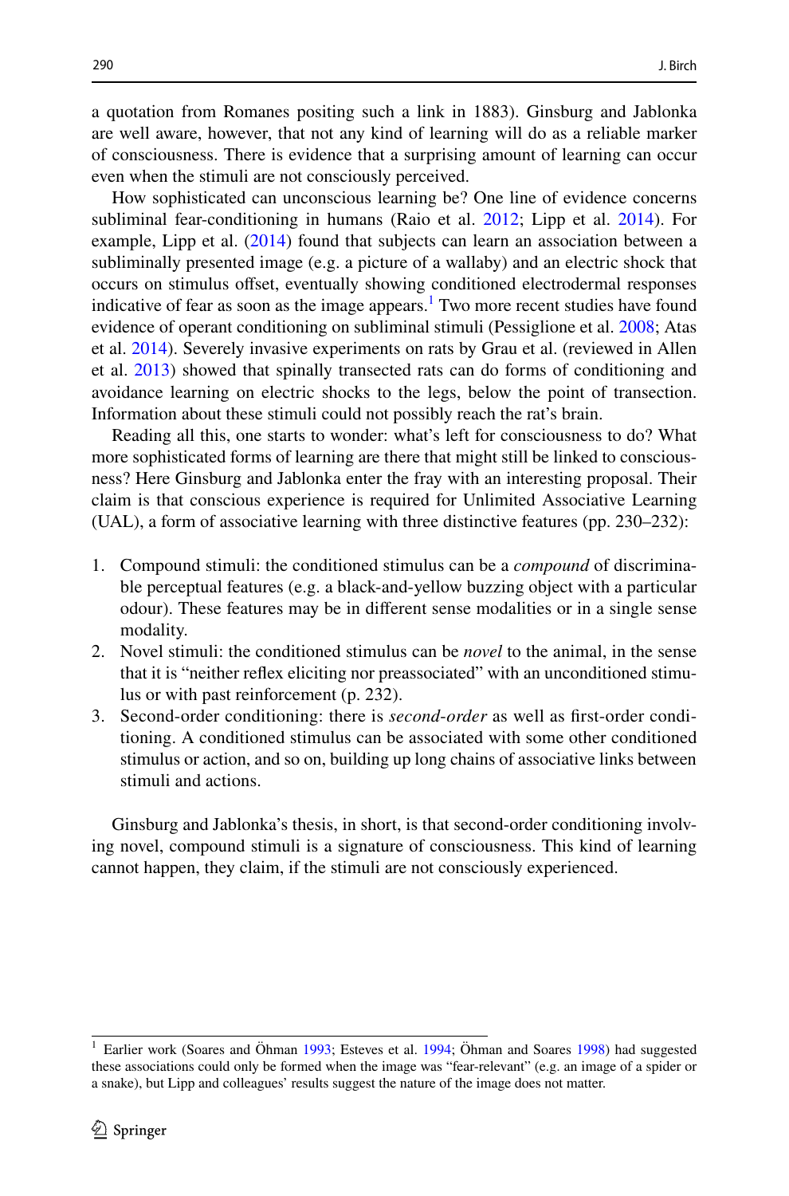a quotation from Romanes positing such a link in 1883). Ginsburg and Jablonka are well aware, however, that not any kind of learning will do as a reliable marker of consciousness. There is evidence that a surprising amount of learning can occur even when the stimuli are not consciously perceived.

How sophisticated can unconscious learning be? One line of evidence concerns subliminal fear-conditioning in humans (Raio et al. 2012; Lipp et al. 2014). For example, Lipp et al. (2014) found that subjects can learn an association between a subliminally presented image (e.g. a picture of a wallaby) and an electric shock that occurs on stimulus offset, eventually showing conditioned electrodermal responses indicative of fear as soon as the image appears.[1] Two more recent studies have found evidence of operant conditioning on subliminal stimuli (Pessiglione et al. 2008; Atas et al. 2014). Severely invasive experiments on rats by Grau et al. (reviewed in Allen et al. 2013) showed that spinally transected rats can do forms of conditioning and avoidance learning on electric shocks to the legs, below the point of transection. Information about these stimuli could not possibly reach the rat's brain.

Reading all this, one starts to wonder: what's left for consciousness to do? What more sophisticated forms of learning are there that might still be linked to consciousness? Here Ginsburg and Jablonka enter the fray with an interesting proposal. Their claim is that conscious experience is required for Unlimited Associative Learning (UAL), a form of associative learning with three distinctive features (pp. 230–232):

1. Compound stimuli: the conditioned stimulus can be a *compound* of discriminable perceptual features (e.g. a black-and-yellow buzzing object with a particular odour). These features may be in different sense modalities or in a single sense modality.
2. Novel stimuli: the conditioned stimulus can be *novel* to the animal, in the sense that it is "neither reflex eliciting nor preassociated" with an unconditioned stimulus or with past reinforcement (p. 232).
3. Second-order conditioning: there is *second-order* as well as first-order conditioning. A conditioned stimulus can be associated with some other conditioned stimulus or action, and so on, building up long chains of associative links between stimuli and actions.

Ginsburg and Jablonka's thesis, in short, is that second-order conditioning involving novel, compound stimuli is a signature of consciousness. This kind of learning cannot happen, they claim, if the stimuli are not consciously experienced.

[1] Earlier work (Soares and Öhman 1993; Esteves et al. 1994; Öhman and Soares 1998) had suggested these associations could only be formed when the image was "fear-relevant" (e.g. an image of a spider or a snake), but Lipp and colleagues' results suggest the nature of the image does not matter.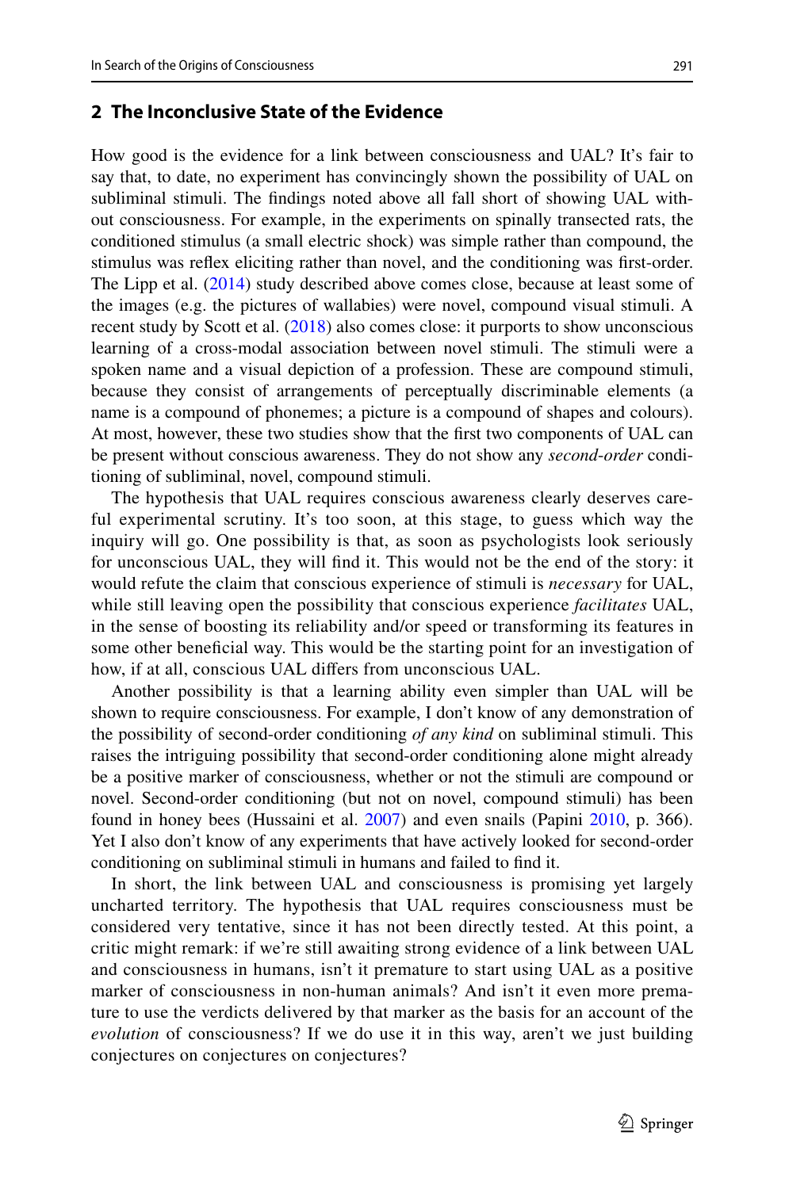## 2 The Inconclusive State of the Evidence

How good is the evidence for a link between consciousness and UAL? It's fair to say that, to date, no experiment has convincingly shown the possibility of UAL on subliminal stimuli. The findings noted above all fall short of showing UAL without consciousness. For example, in the experiments on spinally transected rats, the conditioned stimulus (a small electric shock) was simple rather than compound, the stimulus was reflex eliciting rather than novel, and the conditioning was first-order. The Lipp et al. (2014) study described above comes close, because at least some of the images (e.g. the pictures of wallabies) were novel, compound visual stimuli. A recent study by Scott et al. (2018) also comes close: it purports to show unconscious learning of a cross-modal association between novel stimuli. The stimuli were a spoken name and a visual depiction of a profession. These are compound stimuli, because they consist of arrangements of perceptually discriminable elements (a name is a compound of phonemes; a picture is a compound of shapes and colours). At most, however, these two studies show that the first two components of UAL can be present without conscious awareness. They do not show any *second-order* conditioning of subliminal, novel, compound stimuli.

The hypothesis that UAL requires conscious awareness clearly deserves careful experimental scrutiny. It's too soon, at this stage, to guess which way the inquiry will go. One possibility is that, as soon as psychologists look seriously for unconscious UAL, they will find it. This would not be the end of the story: it would refute the claim that conscious experience of stimuli is *necessary* for UAL, while still leaving open the possibility that conscious experience *facilitates* UAL, in the sense of boosting its reliability and/or speed or transforming its features in some other beneficial way. This would be the starting point for an investigation of how, if at all, conscious UAL differs from unconscious UAL.

Another possibility is that a learning ability even simpler than UAL will be shown to require consciousness. For example, I don't know of any demonstration of the possibility of second-order conditioning *of any kind* on subliminal stimuli. This raises the intriguing possibility that second-order conditioning alone might already be a positive marker of consciousness, whether or not the stimuli are compound or novel. Second-order conditioning (but not on novel, compound stimuli) has been found in honey bees (Hussaini et al. 2007) and even snails (Papini 2010, p. 366). Yet I also don't know of any experiments that have actively looked for second-order conditioning on subliminal stimuli in humans and failed to find it.

In short, the link between UAL and consciousness is promising yet largely uncharted territory. The hypothesis that UAL requires consciousness must be considered very tentative, since it has not been directly tested. At this point, a critic might remark: if we're still awaiting strong evidence of a link between UAL and consciousness in humans, isn't it premature to start using UAL as a positive marker of consciousness in non-human animals? And isn't it even more premature to use the verdicts delivered by that marker as the basis for an account of the *evolution* of consciousness? If we do use it in this way, aren't we just building conjectures on conjectures on conjectures?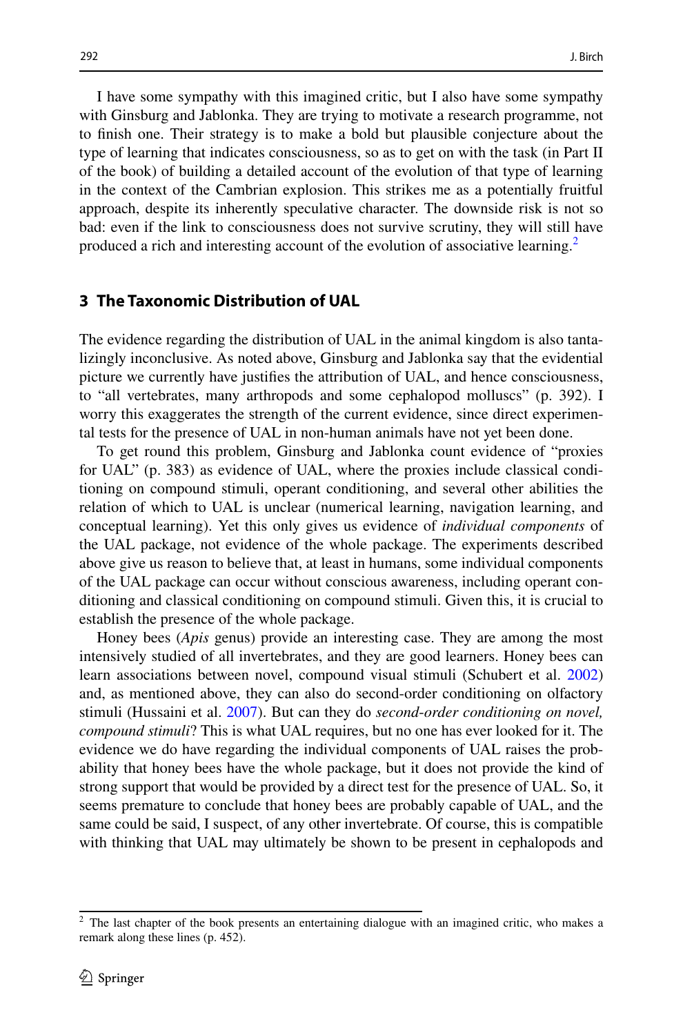I have some sympathy with this imagined critic, but I also have some sympathy with Ginsburg and Jablonka. They are trying to motivate a research programme, not to finish one. Their strategy is to make a bold but plausible conjecture about the type of learning that indicates consciousness, so as to get on with the task (in Part II of the book) of building a detailed account of the evolution of that type of learning in the context of the Cambrian explosion. This strikes me as a potentially fruitful approach, despite its inherently speculative character. The downside risk is not so bad: even if the link to consciousness does not survive scrutiny, they will still have produced a rich and interesting account of the evolution of associative learning.[2]

## 3 The Taxonomic Distribution of UAL

The evidence regarding the distribution of UAL in the animal kingdom is also tantalizingly inconclusive. As noted above, Ginsburg and Jablonka say that the evidential picture we currently have justifies the attribution of UAL, and hence consciousness, to "all vertebrates, many arthropods and some cephalopod molluscs" (p. 392). I worry this exaggerates the strength of the current evidence, since direct experimental tests for the presence of UAL in non-human animals have not yet been done.

To get round this problem, Ginsburg and Jablonka count evidence of "proxies for UAL" (p. 383) as evidence of UAL, where the proxies include classical conditioning on compound stimuli, operant conditioning, and several other abilities the relation of which to UAL is unclear (numerical learning, navigation learning, and conceptual learning). Yet this only gives us evidence of *individual components* of the UAL package, not evidence of the whole package. The experiments described above give us reason to believe that, at least in humans, some individual components of the UAL package can occur without conscious awareness, including operant conditioning and classical conditioning on compound stimuli. Given this, it is crucial to establish the presence of the whole package.

Honey bees (*Apis* genus) provide an interesting case. They are among the most intensively studied of all invertebrates, and they are good learners. Honey bees can learn associations between novel, compound visual stimuli (Schubert et al. 2002) and, as mentioned above, they can also do second-order conditioning on olfactory stimuli (Hussaini et al. 2007). But can they do *second-order conditioning on novel, compound stimuli*? This is what UAL requires, but no one has ever looked for it. The evidence we do have regarding the individual components of UAL raises the probability that honey bees have the whole package, but it does not provide the kind of strong support that would be provided by a direct test for the presence of UAL. So, it seems premature to conclude that honey bees are probably capable of UAL, and the same could be said, I suspect, of any other invertebrate. Of course, this is compatible with thinking that UAL may ultimately be shown to be present in cephalopods and

[2] The last chapter of the book presents an entertaining dialogue with an imagined critic, who makes a remark along these lines (p. 452).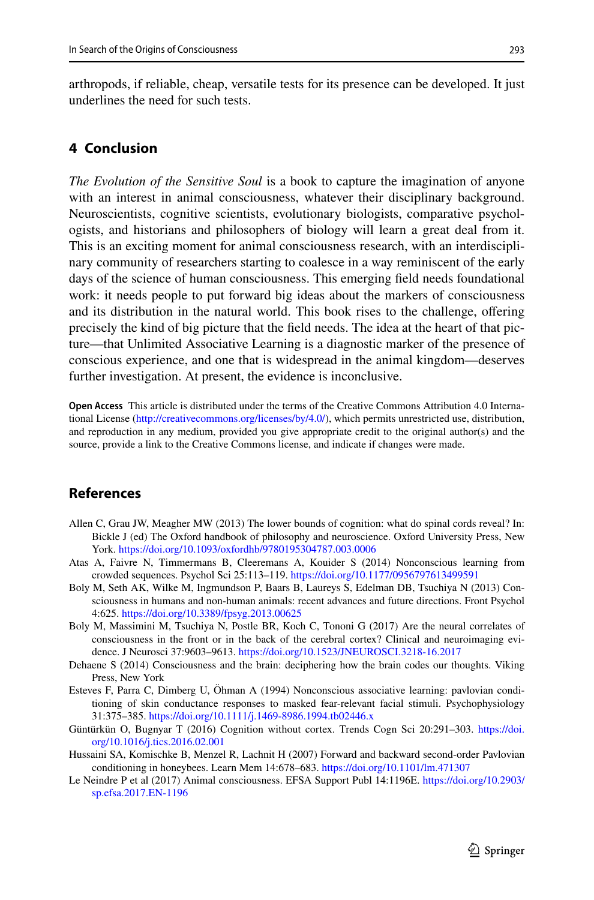arthropods, if reliable, cheap, versatile tests for its presence can be developed. It just underlines the need for such tests.

## 4 Conclusion

*The Evolution of the Sensitive Soul* is a book to capture the imagination of anyone with an interest in animal consciousness, whatever their disciplinary background. Neuroscientists, cognitive scientists, evolutionary biologists, comparative psychologists, and historians and philosophers of biology will learn a great deal from it. This is an exciting moment for animal consciousness research, with an interdisciplinary community of researchers starting to coalesce in a way reminiscent of the early days of the science of human consciousness. This emerging field needs foundational work: it needs people to put forward big ideas about the markers of consciousness and its distribution in the natural world. This book rises to the challenge, offering precisely the kind of big picture that the field needs. The idea at the heart of that picture—that Unlimited Associative Learning is a diagnostic marker of the presence of conscious experience, and one that is widespread in the animal kingdom—deserves further investigation. At present, the evidence is inconclusive.

**Open Access** This article is distributed under the terms of the Creative Commons Attribution 4.0 International License (http://creativecommons.org/licenses/by/4.0/), which permits unrestricted use, distribution, and reproduction in any medium, provided you give appropriate credit to the original author(s) and the source, provide a link to the Creative Commons license, and indicate if changes were made.

## References

Allen C, Grau JW, Meagher MW (2013) The lower bounds of cognition: what do spinal cords reveal? In: Bickle J (ed) The Oxford handbook of philosophy and neuroscience. Oxford University Press, New York. https://doi.org/10.1093/oxfordhb/9780195304787.003.0006

Atas A, Faivre N, Timmermans B, Cleeremans A, Kouider S (2014) Nonconscious learning from crowded sequences. Psychol Sci 25:113–119. https://doi.org/10.1177/0956797613499591

Boly M, Seth AK, Wilke M, Ingmundson P, Baars B, Laureys S, Edelman DB, Tsuchiya N (2013) Consciousness in humans and non-human animals: recent advances and future directions. Front Psychol 4:625. https://doi.org/10.3389/fpsyg.2013.00625

Boly M, Massimini M, Tsuchiya N, Postle BR, Koch C, Tononi G (2017) Are the neural correlates of consciousness in the front or in the back of the cerebral cortex? Clinical and neuroimaging evidence. J Neurosci 37:9603–9613. https://doi.org/10.1523/JNEUROSCI.3218-16.2017

Dehaene S (2014) Consciousness and the brain: deciphering how the brain codes our thoughts. Viking Press, New York

Esteves F, Parra C, Dimberg U, Öhman A (1994) Nonconscious associative learning: pavlovian conditioning of skin conductance responses to masked fear-relevant facial stimuli. Psychophysiology 31:375–385. https://doi.org/10.1111/j.1469-8986.1994.tb02446.x

Güntürkün O, Bugnyar T (2016) Cognition without cortex. Trends Cogn Sci 20:291–303. https://doi.org/10.1016/j.tics.2016.02.001

Hussaini SA, Komischke B, Menzel R, Lachnit H (2007) Forward and backward second-order Pavlovian conditioning in honeybees. Learn Mem 14:678–683. https://doi.org/10.1101/lm.471307

Le Neindre P et al (2017) Animal consciousness. EFSA Support Publ 14:1196E. https://doi.org/10.2903/sp.efsa.2017.EN-1196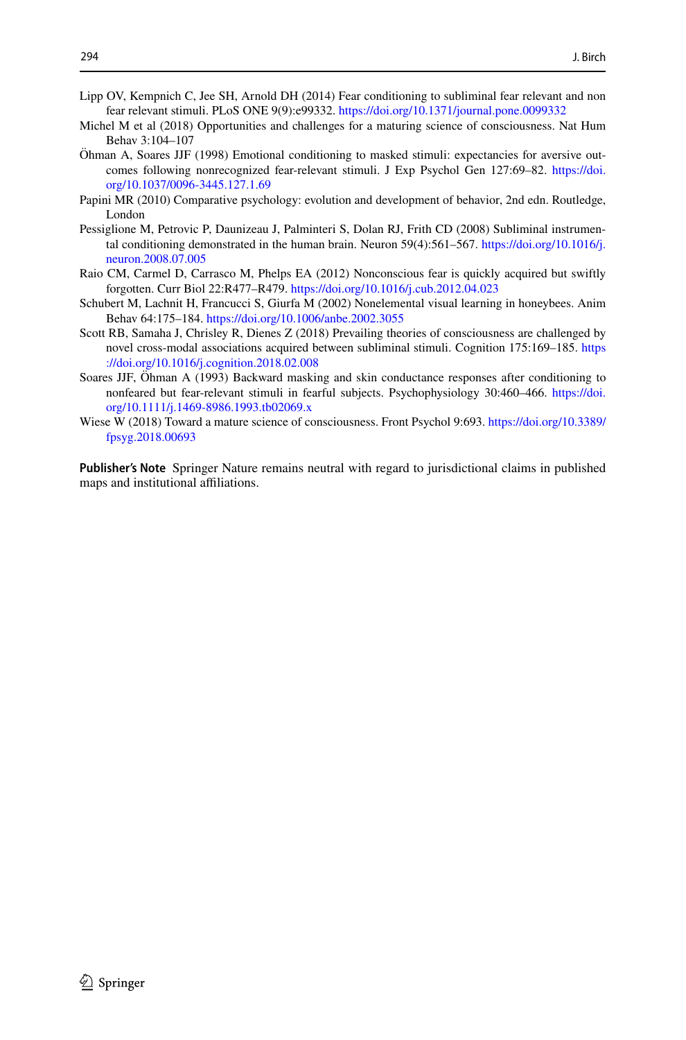Lipp OV, Kempnich C, Jee SH, Arnold DH (2014) Fear conditioning to subliminal fear relevant and non fear relevant stimuli. PLoS ONE 9(9):e99332. https://doi.org/10.1371/journal.pone.0099332

Michel M et al (2018) Opportunities and challenges for a maturing science of consciousness. Nat Hum Behav 3:104–107

Öhman A, Soares JJF (1998) Emotional conditioning to masked stimuli: expectancies for aversive outcomes following nonrecognized fear-relevant stimuli. J Exp Psychol Gen 127:69–82. https://doi.org/10.1037/0096-3445.127.1.69

Papini MR (2010) Comparative psychology: evolution and development of behavior, 2nd edn. Routledge, London

Pessiglione M, Petrovic P, Daunizeau J, Palminteri S, Dolan RJ, Frith CD (2008) Subliminal instrumental conditioning demonstrated in the human brain. Neuron 59(4):561–567. https://doi.org/10.1016/j.neuron.2008.07.005

Raio CM, Carmel D, Carrasco M, Phelps EA (2012) Nonconscious fear is quickly acquired but swiftly forgotten. Curr Biol 22:R477–R479. https://doi.org/10.1016/j.cub.2012.04.023

Schubert M, Lachnit H, Francucci S, Giurfa M (2002) Nonelemental visual learning in honeybees. Anim Behav 64:175–184. https://doi.org/10.1006/anbe.2002.3055

Scott RB, Samaha J, Chrisley R, Dienes Z (2018) Prevailing theories of consciousness are challenged by novel cross-modal associations acquired between subliminal stimuli. Cognition 175:169–185. https://doi.org/10.1016/j.cognition.2018.02.008

Soares JJF, Öhman A (1993) Backward masking and skin conductance responses after conditioning to nonfeared but fear-relevant stimuli in fearful subjects. Psychophysiology 30:460–466. https://doi.org/10.1111/j.1469-8986.1993.tb02069.x

Wiese W (2018) Toward a mature science of consciousness. Front Psychol 9:693. https://doi.org/10.3389/fpsyg.2018.00693

**Publisher's Note** Springer Nature remains neutral with regard to jurisdictional claims in published maps and institutional affiliations.